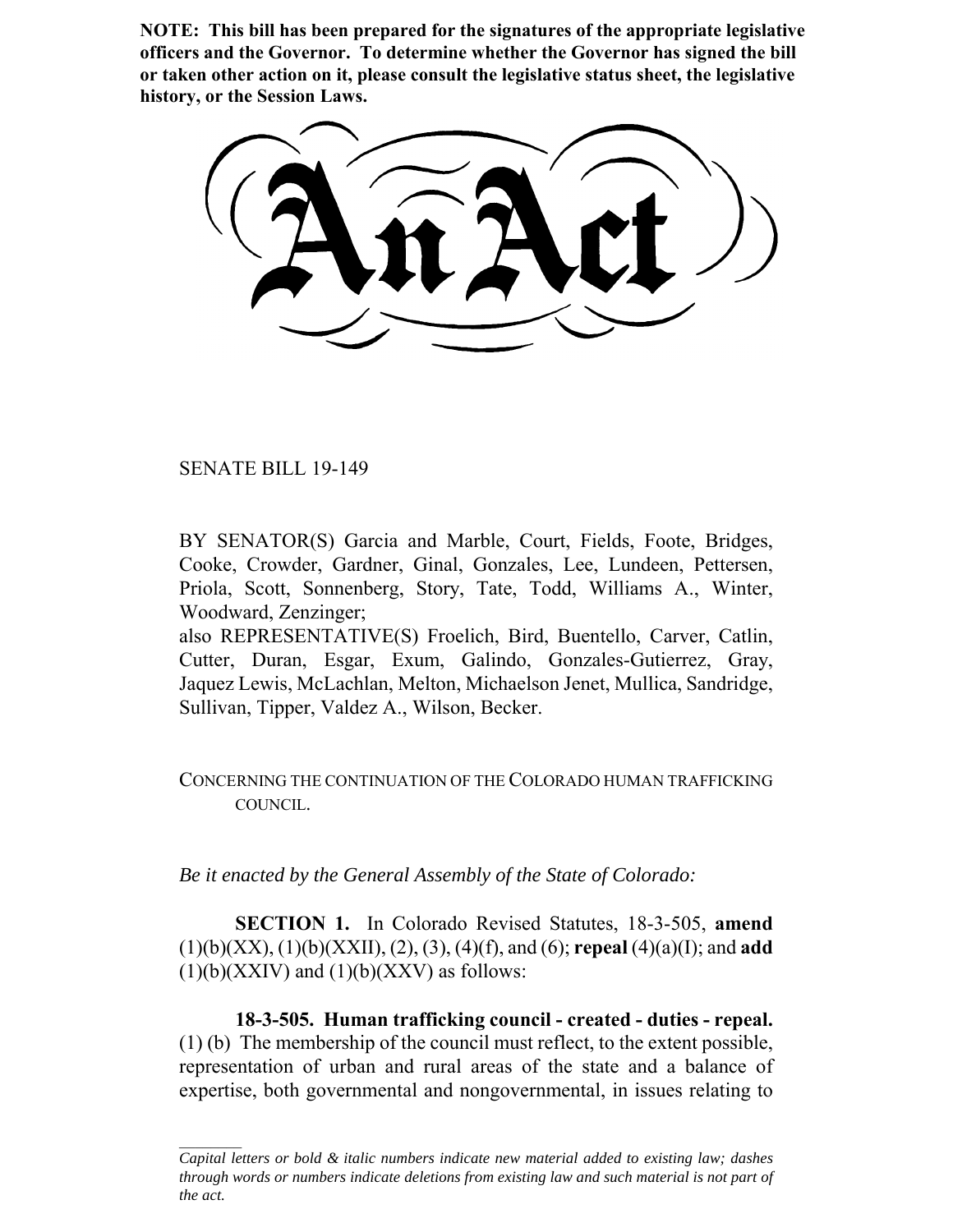**NOTE: This bill has been prepared for the signatures of the appropriate legislative officers and the Governor. To determine whether the Governor has signed the bill or taken other action on it, please consult the legislative status sheet, the legislative history, or the Session Laws.**

# An Act

SENATE BILL 19-149

BY SENATOR(S) Garcia and Marble, Court, Fields, Foote, Bridges, Cooke, Crowder, Gardner, Ginal, Gonzales, Lee, Lundeen, Pettersen, Priola, Scott, Sonnenberg, Story, Tate, Todd, Williams A., Winter, Woodward, Zenzinger;
also REPRESENTATIVE(S) Froelich, Bird, Buentello, Carver, Catlin, Cutter, Duran, Esgar, Exum, Galindo, Gonzales-Gutierrez, Gray, Jaquez Lewis, McLachlan, Melton, Michaelson Jenet, Mullica, Sandridge, Sullivan, Tipper, Valdez A., Wilson, Becker.

CONCERNING THE CONTINUATION OF THE COLORADO HUMAN TRAFFICKING COUNCIL.

*Be it enacted by the General Assembly of the State of Colorado:*

**SECTION 1.** In Colorado Revised Statutes, 18-3-505, **amend** (1)(b)(XX), (1)(b)(XXII), (2), (3), (4)(f), and (6); **repeal** (4)(a)(I); and **add** (1)(b)(XXIV) and (1)(b)(XXV) as follows:

**18-3-505. Human trafficking council - created - duties - repeal.** (1) (b) The membership of the council must reflect, to the extent possible, representation of urban and rural areas of the state and a balance of expertise, both governmental and nongovernmental, in issues relating to

*Capital letters or bold & italic numbers indicate new material added to existing law; dashes through words or numbers indicate deletions from existing law and such material is not part of the act.*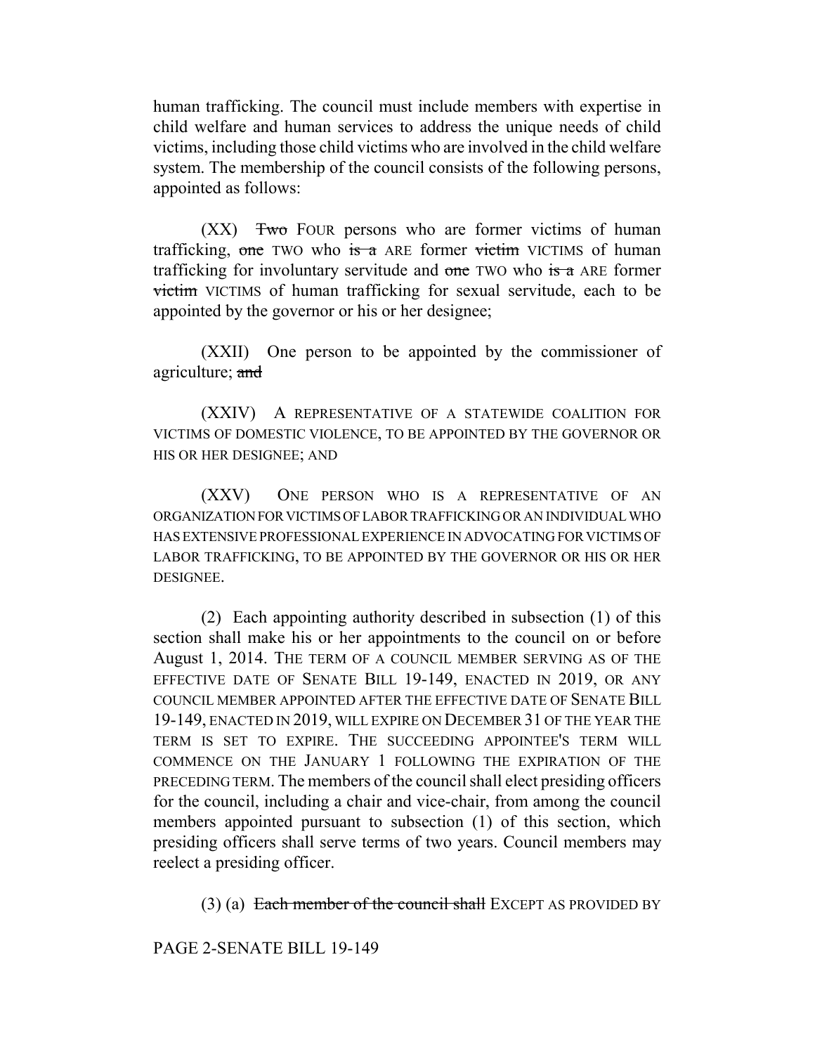human trafficking. The council must include members with expertise in child welfare and human services to address the unique needs of child victims, including those child victims who are involved in the child welfare system. The membership of the council consists of the following persons, appointed as follows:

(XX) ~~Two~~ FOUR persons who are former victims of human trafficking, ~~one~~ TWO who ~~is a~~ ARE former ~~victim~~ VICTIMS of human trafficking for involuntary servitude and ~~one~~ TWO who ~~is a~~ ARE former ~~victim~~ VICTIMS of human trafficking for sexual servitude, each to be appointed by the governor or his or her designee;

(XXII) One person to be appointed by the commissioner of agriculture; ~~and~~

(XXIV) A REPRESENTATIVE OF A STATEWIDE COALITION FOR VICTIMS OF DOMESTIC VIOLENCE, TO BE APPOINTED BY THE GOVERNOR OR HIS OR HER DESIGNEE; AND

(XXV) ONE PERSON WHO IS A REPRESENTATIVE OF AN ORGANIZATION FOR VICTIMS OF LABOR TRAFFICKING OR AN INDIVIDUAL WHO HAS EXTENSIVE PROFESSIONAL EXPERIENCE IN ADVOCATING FOR VICTIMS OF LABOR TRAFFICKING, TO BE APPOINTED BY THE GOVERNOR OR HIS OR HER DESIGNEE.

(2) Each appointing authority described in subsection (1) of this section shall make his or her appointments to the council on or before August 1, 2014. THE TERM OF A COUNCIL MEMBER SERVING AS OF THE EFFECTIVE DATE OF SENATE BILL 19-149, ENACTED IN 2019, OR ANY COUNCIL MEMBER APPOINTED AFTER THE EFFECTIVE DATE OF SENATE BILL 19-149, ENACTED IN 2019, WILL EXPIRE ON DECEMBER 31 OF THE YEAR THE TERM IS SET TO EXPIRE. THE SUCCEEDING APPOINTEE'S TERM WILL COMMENCE ON THE JANUARY 1 FOLLOWING THE EXPIRATION OF THE PRECEDING TERM. The members of the council shall elect presiding officers for the council, including a chair and vice-chair, from among the council members appointed pursuant to subsection (1) of this section, which presiding officers shall serve terms of two years. Council members may reelect a presiding officer.

(3) (a) ~~Each member of the council shall~~ EXCEPT AS PROVIDED BY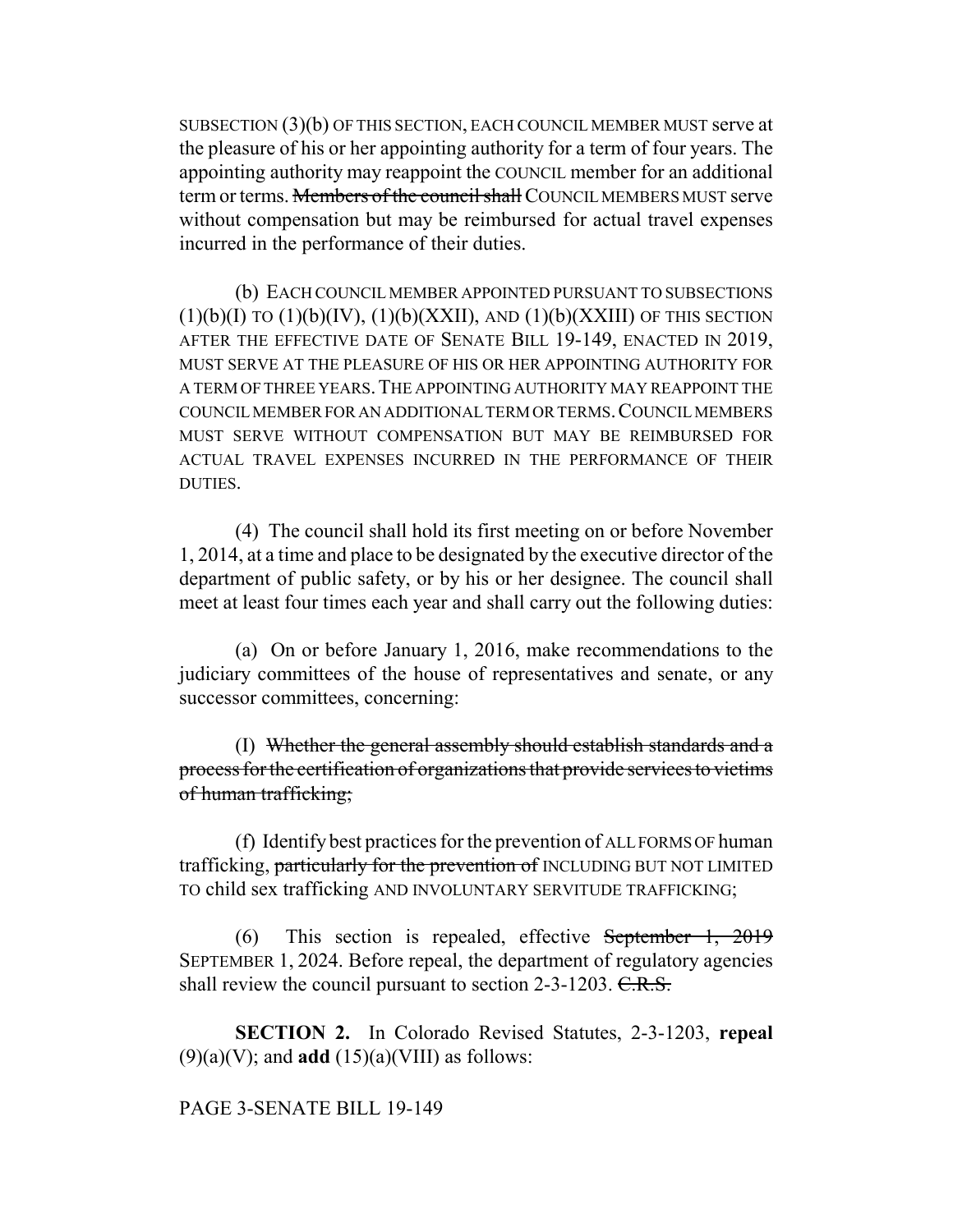SUBSECTION (3)(b) OF THIS SECTION, EACH COUNCIL MEMBER MUST serve at the pleasure of his or her appointing authority for a term of four years. The appointing authority may reappoint the COUNCIL member for an additional term or terms. ~~Members of the council shall~~ COUNCIL MEMBERS MUST serve without compensation but may be reimbursed for actual travel expenses incurred in the performance of their duties.

(b) EACH COUNCIL MEMBER APPOINTED PURSUANT TO SUBSECTIONS (1)(b)(I) TO (1)(b)(IV), (1)(b)(XXII), AND (1)(b)(XXIII) OF THIS SECTION AFTER THE EFFECTIVE DATE OF SENATE BILL 19-149, ENACTED IN 2019, MUST SERVE AT THE PLEASURE OF HIS OR HER APPOINTING AUTHORITY FOR A TERM OF THREE YEARS. THE APPOINTING AUTHORITY MAY REAPPOINT THE COUNCIL MEMBER FOR AN ADDITIONAL TERM OR TERMS. COUNCIL MEMBERS MUST SERVE WITHOUT COMPENSATION BUT MAY BE REIMBURSED FOR ACTUAL TRAVEL EXPENSES INCURRED IN THE PERFORMANCE OF THEIR DUTIES.

(4) The council shall hold its first meeting on or before November 1, 2014, at a time and place to be designated by the executive director of the department of public safety, or by his or her designee. The council shall meet at least four times each year and shall carry out the following duties:

(a) On or before January 1, 2016, make recommendations to the judiciary committees of the house of representatives and senate, or any successor committees, concerning:

(I) ~~Whether the general assembly should establish standards and a process for the certification of organizations that provide services to victims of human trafficking;~~

(f) Identify best practices for the prevention of ALL FORMS OF human trafficking, ~~particularly for the prevention of~~ INCLUDING BUT NOT LIMITED TO child sex trafficking AND INVOLUNTARY SERVITUDE TRAFFICKING;

(6) This section is repealed, effective ~~September 1, 2019~~ SEPTEMBER 1, 2024. Before repeal, the department of regulatory agencies shall review the council pursuant to section 2-3-1203. ~~C.R.S.~~

**SECTION 2.** In Colorado Revised Statutes, 2-3-1203, **repeal** (9)(a)(V); and **add** (15)(a)(VIII) as follows:

PAGE 3-SENATE BILL 19-149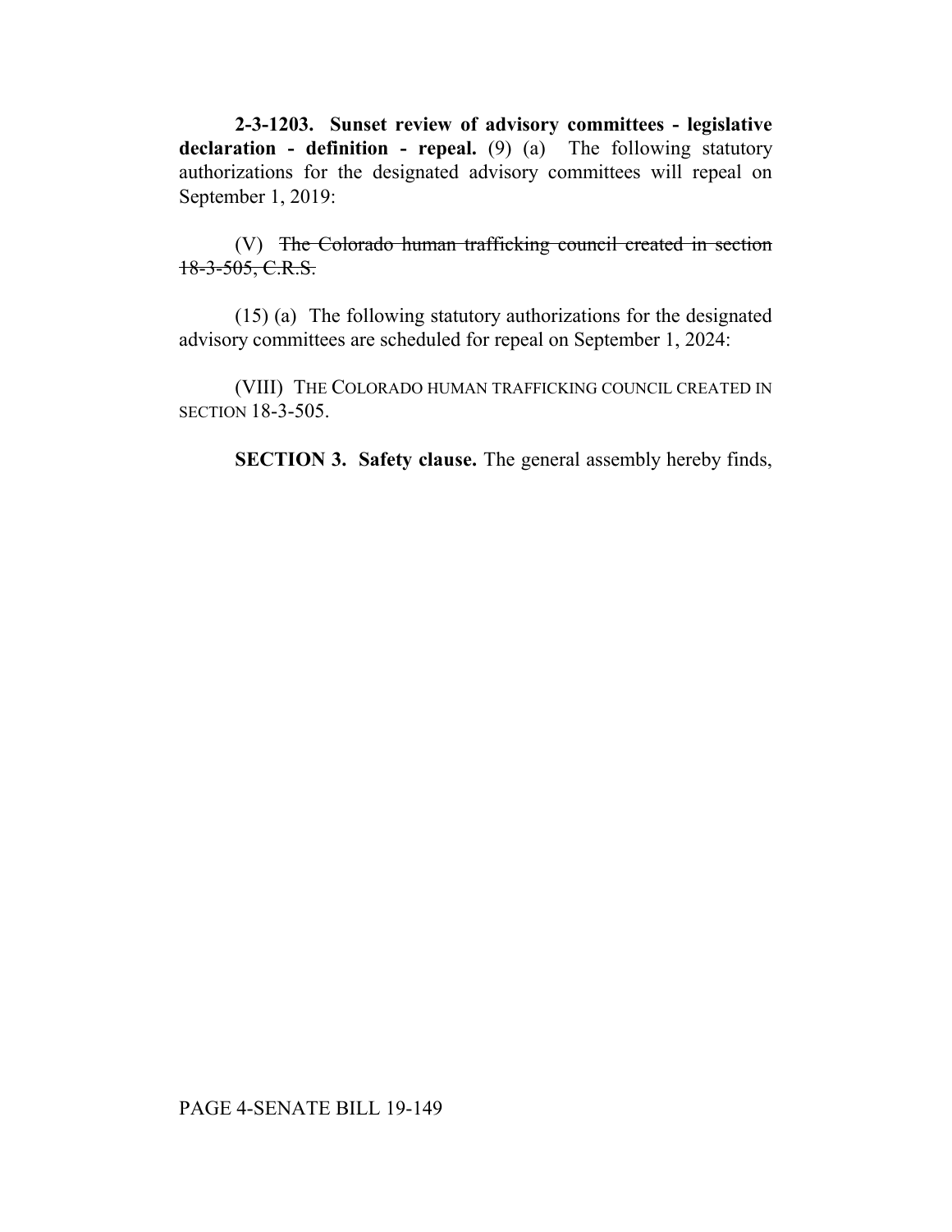**2-3-1203. Sunset review of advisory committees - legislative declaration - definition - repeal.** (9) (a) The following statutory authorizations for the designated advisory committees will repeal on September 1, 2019:

(V) ~~The Colorado human trafficking council created in section 18-3-505, C.R.S.~~

(15) (a) The following statutory authorizations for the designated advisory committees are scheduled for repeal on September 1, 2024:

(VIII) THE COLORADO HUMAN TRAFFICKING COUNCIL CREATED IN SECTION 18-3-505.

**SECTION 3. Safety clause.** The general assembly hereby finds,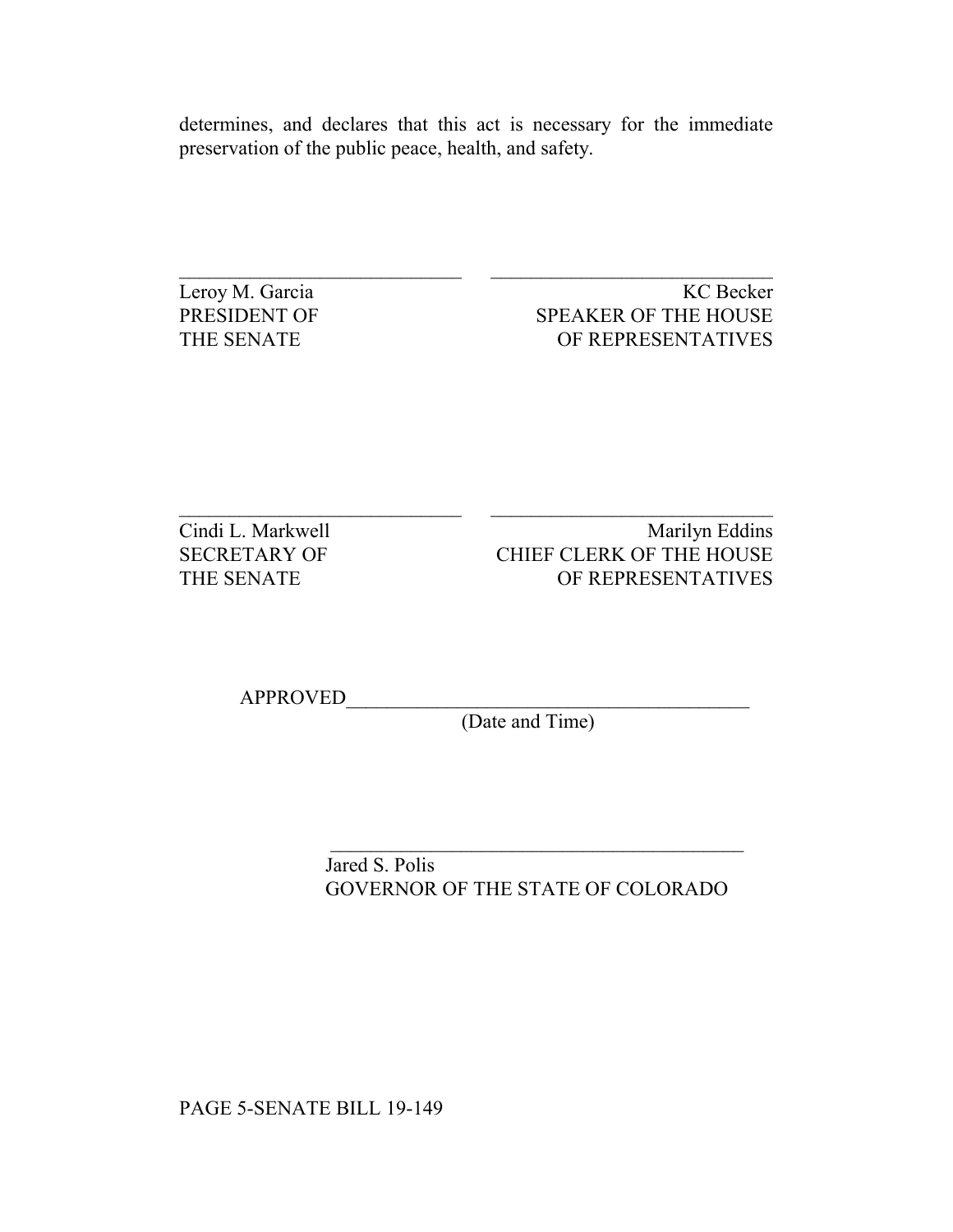determines, and declares that this act is necessary for the immediate preservation of the public peace, health, and safety.

| | |
|---|---|
| \_\_\_\_\_\_\_\_\_\_\_\_\_\_\_\_\_\_\_\_\_\_\_\_\_\_\_\_ | \_\_\_\_\_\_\_\_\_\_\_\_\_\_\_\_\_\_\_\_\_\_\_\_\_\_\_\_ |
| Leroy M. Garcia<br>PRESIDENT OF<br>THE SENATE | KC Becker<br>SPEAKER OF THE HOUSE<br>OF REPRESENTATIVES |
| \_\_\_\_\_\_\_\_\_\_\_\_\_\_\_\_\_\_\_\_\_\_\_\_\_\_\_\_ | \_\_\_\_\_\_\_\_\_\_\_\_\_\_\_\_\_\_\_\_\_\_\_\_\_\_\_\_ |
| Cindi L. Markwell<br>SECRETARY OF<br>THE SENATE | Marilyn Eddins<br>CHIEF CLERK OF THE HOUSE<br>OF REPRESENTATIVES |

APPROVED________________________________________
(Date and Time)

_________________________________________
Jared S. Polis
GOVERNOR OF THE STATE OF COLORADO

PAGE 5-SENATE BILL 19-149